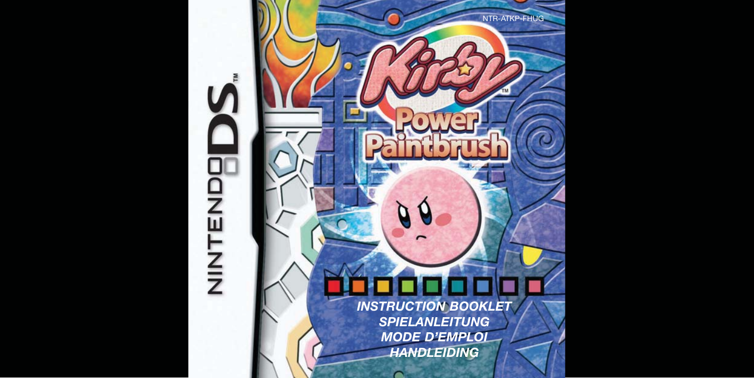NTR-ATKP-FHUG

NINTENDO DS™

# Kirby™ Power Paintbrush

***INSTRUCTION BOOKLET***
***SPIELANLEITUNG***
***MODE D'EMPLOI***
***HANDLEIDING***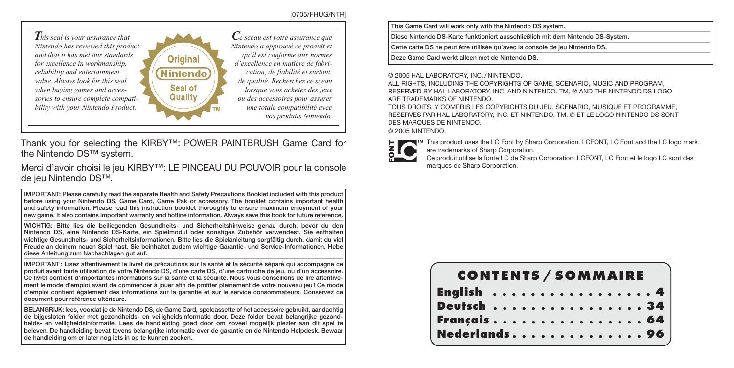[0705/FHUG/NTR]

*This seal is your assurance that Nintendo has reviewed this product and that it has met our standards for excellence in workmanship, reliability and entertainment value. Always look for this seal when buying games and accessories to ensure complete compatibility with your Nintendo Product.*

Original Nintendo Seal of Quality ™

*Ce sceau est votre assurance que Nintendo a approuvé ce produit et qu'il est conforme aux normes d'excellence en matière de fabrication, de fiabilité et surtout, de qualité. Recherchez ce sceau lorsque vous achetez des jeux ou des accessoires pour assurer une totale compatibilité avec vos produits Nintendo.*

Thank you for selecting the KIRBY™: POWER PAINTBRUSH Game Card for the Nintendo DS™ system.

Merci d'avoir choisi le jeu KIRBY™: LE PINCEAU DU POUVOIR pour la console de jeu Nintendo DS™.

**IMPORTANT: Please carefully read the separate Health and Safety Precautions Booklet included with this product before using your Nintendo DS, Game Card, Game Pak or accessory. The booklet contains important health and safety information. Please read this instruction booklet thoroughly to ensure maximum enjoyment of your new game. It also contains important warranty and hotline information. Always save this book for future reference.**

**WICHTIG: Bitte lies die beiliegenden Gesundheits- und Sicherheitshinweise genau durch, bevor du den Nintendo DS, eine Nintendo DS-Karte, ein Spielmodul oder sonstiges Zubehör verwendest. Sie enthalten wichtige Gesundheits- und Sicherheitsinformationen. Bitte lies die Spielanleitung sorgfältig durch, damit du viel Freude an deinem neuen Spiel hast. Sie beinhaltet zudem wichtige Garantie- und Service-Informationen. Hebe diese Anleitung zum Nachschlagen gut auf.**

**IMPORTANT : Lisez attentivement le livret de précautions sur la santé et la sécurité séparé qui accompagne ce produit avant toute utilisation de votre Nintendo DS, d'une carte DS, d'une cartouche de jeu, ou d'un accessoire. Ce livret contient d'importantes informations sur la santé et la sécurité. Nous vous conseillons de lire attentivement le mode d'emploi avant de commencer à jouer afin de profiter pleinement de votre nouveau jeu ! Ce mode d'emploi contient également des informations sur la garantie et sur le service consommateurs. Conservez ce document pour référence ultérieure.**

**BELANGRIJK: lees, voordat je de Nintendo DS, de Game Card, spelcassette of het accessoire gebruikt, aandachtig de bijgesloten folder met gezondheids- en veiligheidsinformatie door. Deze folder bevat belangrijke gezondheids- en veiligheidsinformatie. Lees de handleiding goed door om zoveel mogelijk plezier aan dit spel te beleven. De handleiding bevat tevens belangrijke informatie over de garantie en de Nintendo Helpdesk. Bewaar de handleiding om er later nog iets in op te kunnen zoeken.**

**This Game Card will work only with the Nintendo DS system.**

**Diese Nintendo DS-Karte funktioniert ausschließlich mit dem Nintendo DS-System.**

**Cette carte DS ne peut être utilisée qu'avec la console de jeu Nintendo DS.**

**Deze Game Card werkt alleen met de Nintendo DS.**

© 2005 HAL LABORATORY, INC. / NINTENDO.
ALL RIGHTS, INCLUDING THE COPYRIGHTS OF GAME, SCENARIO, MUSIC AND PROGRAM, RESERVED BY HAL LABORATORY, INC. AND NINTENDO. TM, ® AND THE NINTENDO DS LOGO ARE TRADEMARKS OF NINTENDO.
TOUS DROITS, Y COMPRIS LES COPYRIGHTS DU JEU, SCENARIO, MUSIQUE ET PROGRAMME, RESERVES PAR HAL LABORATORY, INC. ET NINTENDO. TM, ® ET LE LOGO NINTENDO DS SONT DES MARQUES DE NINTENDO.
© 2005 NINTENDO.

FONT LC ™ This product uses the LC Font by Sharp Corporation. LCFONT, LC Font and the LC logo mark are trademarks of Sharp Corporation.
Ce produit utilise la fonte LC de Sharp Corporation. LCFONT, LC Font et le logo LC sont des marques de Sharp Corporation.

## CONTENTS / SOMMAIRE

| | |
|---|---|
| **English** | **4** |
| **Deutsch** | **34** |
| **Français** | **64** |
| **Nederlands** | **96** |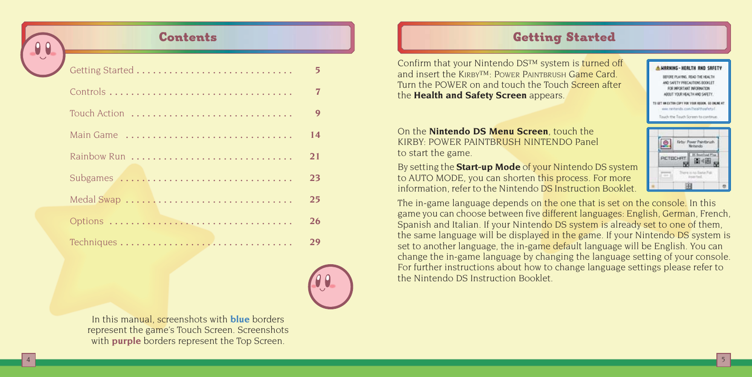# Contents

| | |
|---|---|
| Getting Started | 5 |
| Controls | 7 |
| Touch Action | 9 |
| Main Game | 14 |
| Rainbow Run | 21 |
| Subgames | 23 |
| Medal Swap | 25 |
| Options | 26 |
| Techniques | 29 |

In this manual, screenshots with **blue** borders represent the game's Touch Screen. Screenshots with **purple** borders represent the Top Screen.

# Getting Started

Confirm that your Nintendo DS™ system is turned off and insert the KIRBY™: POWER PAINTBRUSH Game Card. Turn the POWER on and touch the Touch Screen after the **Health and Safety Screen** appears.

On the **Nintendo DS Menu Screen**, touch the KIRBY: POWER PAINTBRUSH NINTENDO Panel to start the game.

By setting the **Start-up Mode** of your Nintendo DS system to AUTO MODE, you can shorten this process. For more information, refer to the Nintendo DS Instruction Booklet.

The in-game language depends on the one that is set on the console. In this game you can choose between five different languages: English, German, French, Spanish and Italian. If your Nintendo DS system is already set to one of them, the same language will be displayed in the game. If your Nintendo DS system is set to another language, the in-game default language will be English. You can change the in-game language by changing the language setting of your console. For further instructions about how to change language settings please refer to the Nintendo DS Instruction Booklet.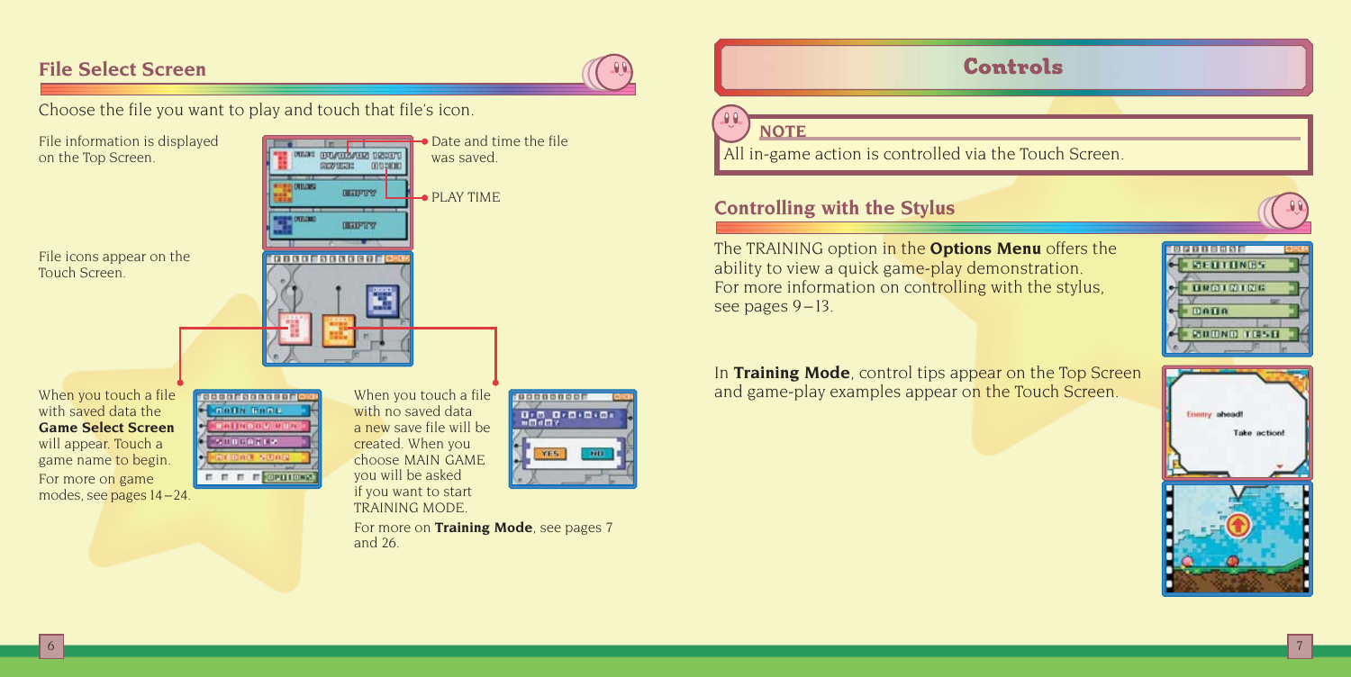## File Select Screen

Choose the file you want to play and touch that file's icon.

File information is displayed on the Top Screen.

- Date and time the file was saved.
- PLAY TIME

File icons appear on the Touch Screen.

When you touch a file with saved data the **Game Select Screen** will appear. Touch a game name to begin. For more on game modes, see pages 14–24.

When you touch a file with no saved data a new save file will be created. When you choose MAIN GAME you will be asked if you want to start TRAINING MODE.

For more on **Training Mode**, see pages 7 and 26.

## Controls

**NOTE**

All in-game action is controlled via the Touch Screen.

### Controlling with the Stylus

The TRAINING option in the **Options Menu** offers the ability to view a quick game-play demonstration. For more information on controlling with the stylus, see pages 9–13.

In **Training Mode**, control tips appear on the Top Screen and game-play examples appear on the Touch Screen.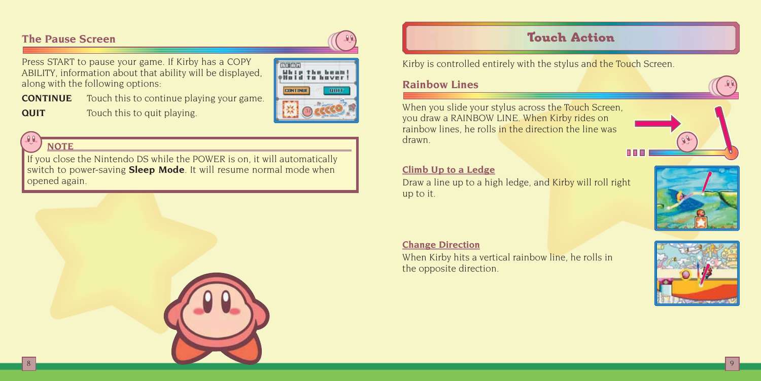## The Pause Screen

Press START to pause your game. If Kirby has a COPY ABILITY, information about that ability will be displayed, along with the following options:

**CONTINUE** Touch this to continue playing your game.

**QUIT** Touch this to quit playing.

**NOTE**

If you close the Nintendo DS while the POWER is on, it will automatically switch to power-saving **Sleep Mode**. It will resume normal mode when opened again.

# Touch Action

Kirby is controlled entirely with the stylus and the Touch Screen.

## Rainbow Lines

When you slide your stylus across the Touch Screen, you draw a RAINBOW LINE. When Kirby rides on rainbow lines, he rolls in the direction the line was drawn.

### Climb Up to a Ledge

Draw a line up to a high ledge, and Kirby will roll right up to it.

### Change Direction

When Kirby hits a vertical rainbow line, he rolls in the opposite direction.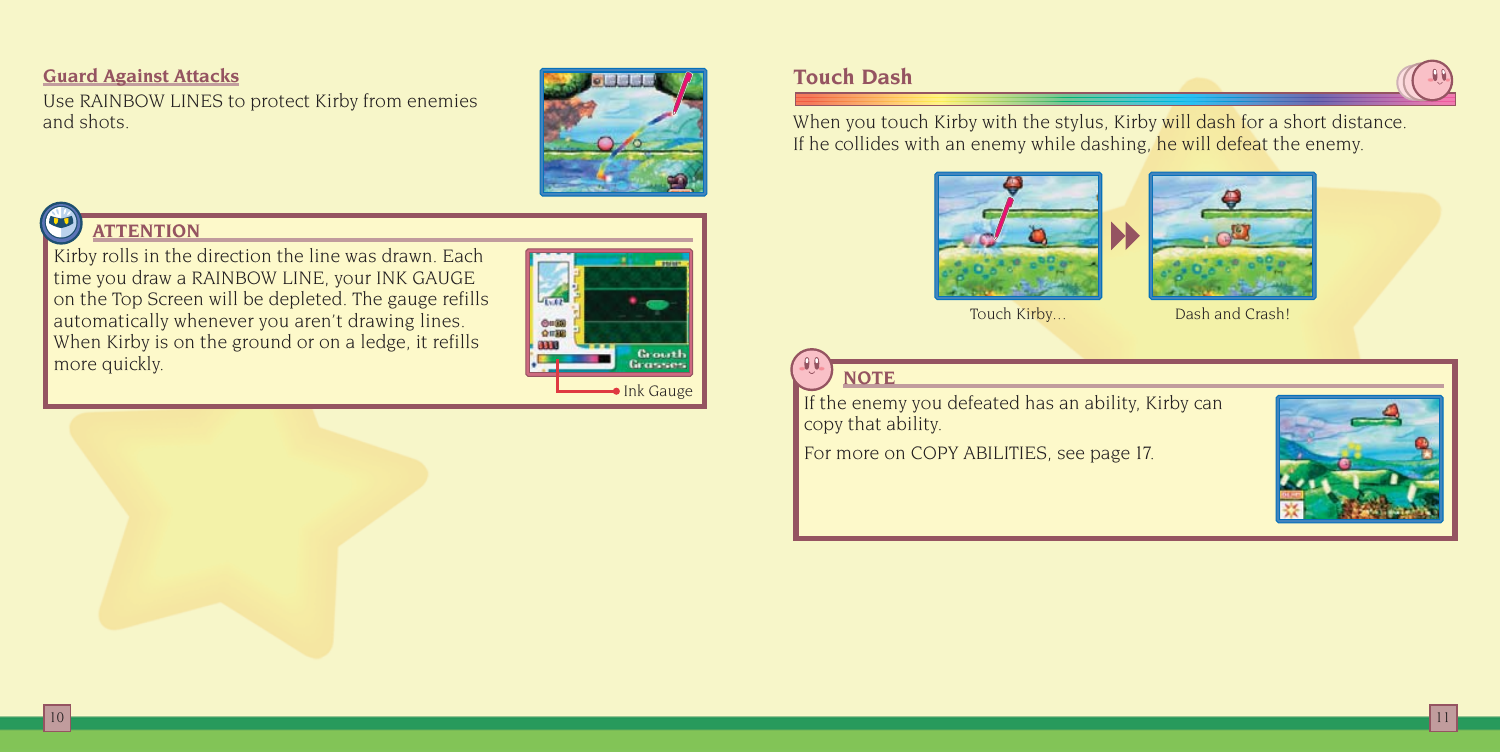### Guard Against Attacks

Use RAINBOW LINES to protect Kirby from enemies and shots.

**ATTENTION**

Kirby rolls in the direction the line was drawn. Each time you draw a RAINBOW LINE, your INK GAUGE on the Top Screen will be depleted. The gauge refills automatically whenever you aren't drawing lines. When Kirby is on the ground or on a ledge, it refills more quickly.

Ink Gauge

## Touch Dash

When you touch Kirby with the stylus, Kirby will dash for a short distance. If he collides with an enemy while dashing, he will defeat the enemy.

Touch Kirby...

Dash and Crash!

**NOTE**

If the enemy you defeated has an ability, Kirby can copy that ability.

For more on COPY ABILITIES, see page 17.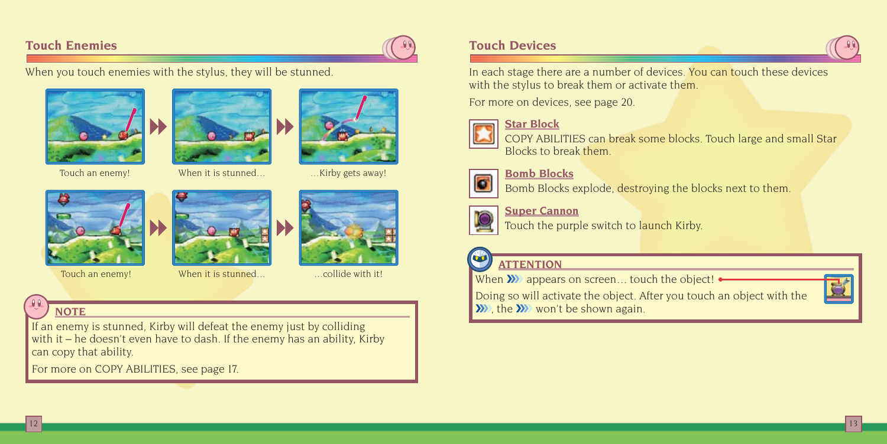## Touch Enemies

When you touch enemies with the stylus, they will be stunned.

Touch an enemy! When it is stunned… …Kirby gets away!

Touch an enemy! When it is stunned… …collide with it!

### NOTE

If an enemy is stunned, Kirby will defeat the enemy just by colliding with it – he doesn't even have to dash. If the enemy has an ability, Kirby can copy that ability.

For more on COPY ABILITIES, see page 17.

## Touch Devices

In each stage there are a number of devices. You can touch these devices with the stylus to break them or activate them.

For more on devices, see page 20.

**Star Block**

COPY ABILITIES can break some blocks. Touch large and small Star Blocks to break them.

**Bomb Blocks**

Bomb Blocks explode, destroying the blocks next to them.

**Super Cannon**

Touch the purple switch to launch Kirby.

### ATTENTION

When ››› appears on screen… touch the object!

Doing so will activate the object. After you touch an object with the ›››, the ››› won't be shown again.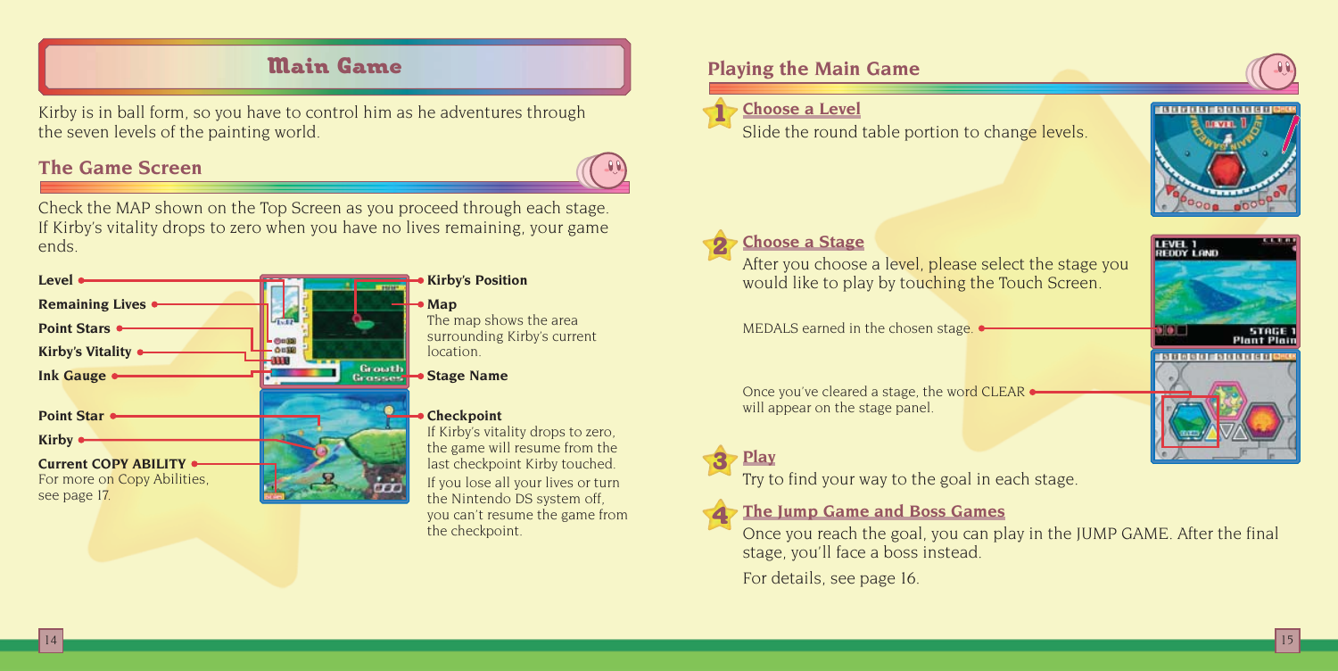# Main Game

Kirby is in ball form, so you have to control him as he adventures through the seven levels of the painting world.

## The Game Screen

Check the MAP shown on the Top Screen as you proceed through each stage. If Kirby's vitality drops to zero when you have no lives remaining, your game ends.

**Level**

**Remaining Lives**

**Point Stars**

**Kirby's Vitality**

**Ink Gauge**

**Point Star**

**Kirby**

**Current COPY ABILITY**
For more on Copy Abilities, see page 17.

**Kirby's Position**

**Map**
The map shows the area surrounding Kirby's current location.

**Stage Name**

**Checkpoint**
If Kirby's vitality drops to zero, the game will resume from the last checkpoint Kirby touched.
If you lose all your lives or turn the Nintendo DS system off, you can't resume the game from the checkpoint.

## Playing the Main Game

### 1 Choose a Level

Slide the round table portion to change levels.

### 2 Choose a Stage

After you choose a level, please select the stage you would like to play by touching the Touch Screen.

MEDALS earned in the chosen stage.

Once you've cleared a stage, the word CLEAR will appear on the stage panel.

### 3 Play

Try to find your way to the goal in each stage.

### 4 The Jump Game and Boss Games

Once you reach the goal, you can play in the JUMP GAME. After the final stage, you'll face a boss instead.

For details, see page 16.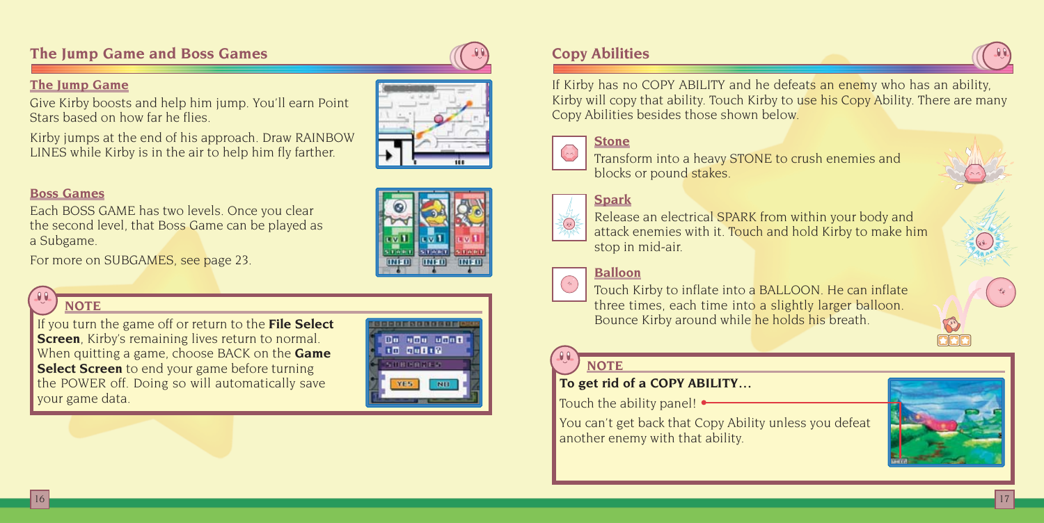## The Jump Game and Boss Games

### The Jump Game

Give Kirby boosts and help him jump. You'll earn Point Stars based on how far he flies.

Kirby jumps at the end of his approach. Draw RAINBOW LINES while Kirby is in the air to help him fly farther.

### Boss Games

Each BOSS GAME has two levels. Once you clear the second level, that Boss Game can be played as a Subgame.

For more on SUBGAMES, see page 23.

### NOTE

If you turn the game off or return to the **File Select Screen**, Kirby's remaining lives return to normal. When quitting a game, choose BACK on the **Game Select Screen** to end your game before turning the POWER off. Doing so will automatically save your game data.

## Copy Abilities

If Kirby has no COPY ABILITY and he defeats an enemy who has an ability, Kirby will copy that ability. Touch Kirby to use his Copy Ability. There are many Copy Abilities besides those shown below.

### Stone

Transform into a heavy STONE to crush enemies and blocks or pound stakes.

### Spark

Release an electrical SPARK from within your body and attack enemies with it. Touch and hold Kirby to make him stop in mid-air.

### Balloon

Touch Kirby to inflate into a BALLOON. He can inflate three times, each time into a slightly larger balloon. Bounce Kirby around while he holds his breath.

### NOTE

**To get rid of a COPY ABILITY...**

Touch the ability panel!

You can't get back that Copy Ability unless you defeat another enemy with that ability.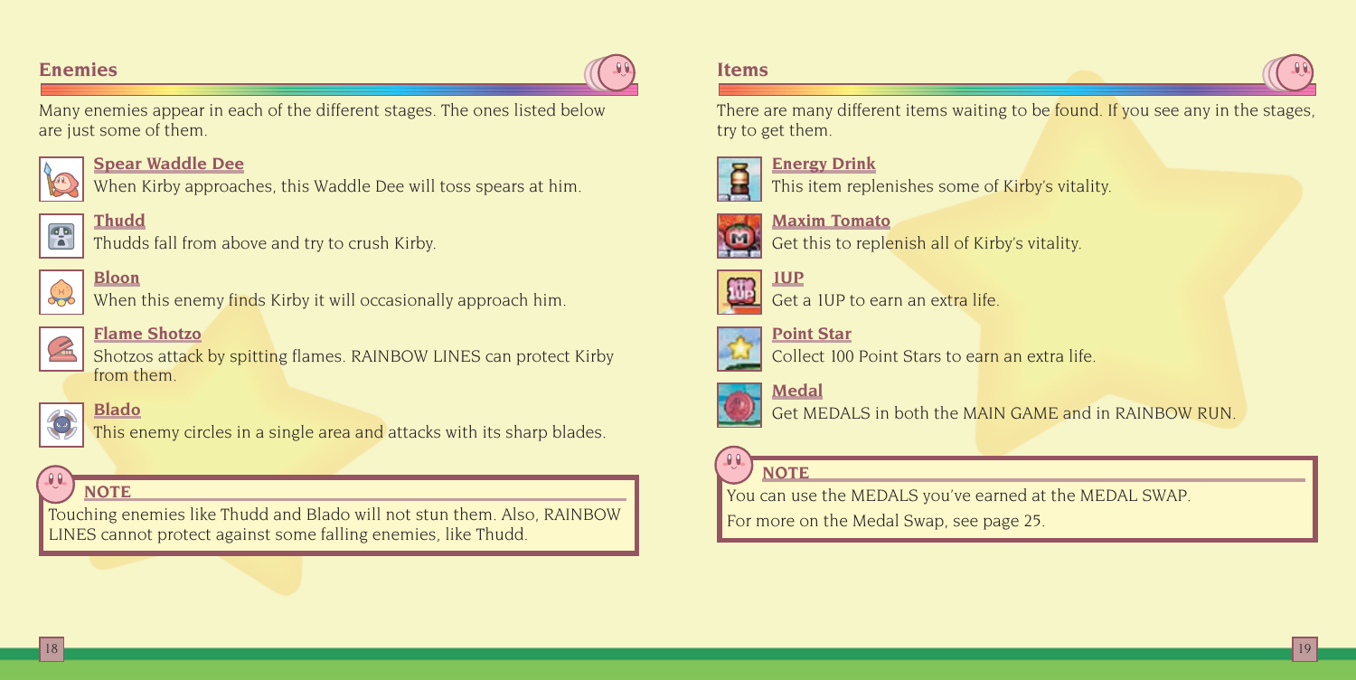## Enemies

Many enemies appear in each of the different stages. The ones listed below are just some of them.

**Spear Waddle Dee**
When Kirby approaches, this Waddle Dee will toss spears at him.

**Thudd**
Thudds fall from above and try to crush Kirby.

**Bloon**
When this enemy finds Kirby it will occasionally approach him.

**Flame Shotzo**
Shotzos attack by spitting flames. RAINBOW LINES can protect Kirby from them.

**Blado**
This enemy circles in a single area and attacks with its sharp blades.

> **NOTE**
> Touching enemies like Thudd and Blado will not stun them. Also, RAINBOW LINES cannot protect against some falling enemies, like Thudd.

## Items

There are many different items waiting to be found. If you see any in the stages, try to get them.

**Energy Drink**
This item replenishes some of Kirby's vitality.

**Maxim Tomato**
Get this to replenish all of Kirby's vitality.

**1UP**
Get a 1UP to earn an extra life.

**Point Star**
Collect 100 Point Stars to earn an extra life.

**Medal**
Get MEDALS in both the MAIN GAME and in RAINBOW RUN.

> **NOTE**
> You can use the MEDALS you've earned at the MEDAL SWAP.
> For more on the Medal Swap, see page 25.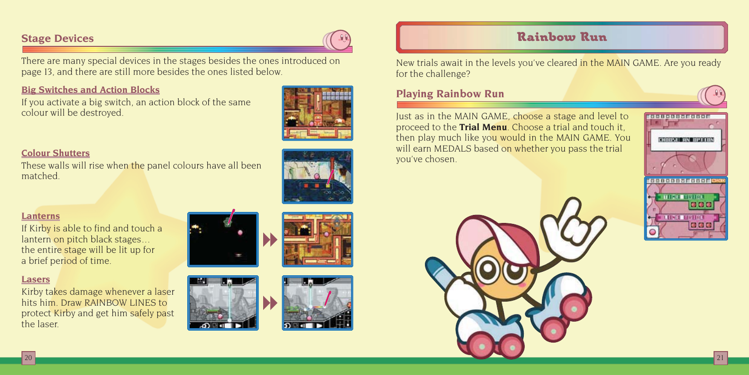## Stage Devices

There are many special devices in the stages besides the ones introduced on page 13, and there are still more besides the ones listed below.

### Big Switches and Action Blocks

If you activate a big switch, an action block of the same colour will be destroyed.

### Colour Shutters

These walls will rise when the panel colours have all been matched.

### Lanterns

If Kirby is able to find and touch a lantern on pitch black stages… the entire stage will be lit up for a brief period of time.

### Lasers

Kirby takes damage whenever a laser hits him. Draw RAINBOW LINES to protect Kirby and get him safely past the laser.

# Rainbow Run

New trials await in the levels you've cleared in the MAIN GAME. Are you ready for the challenge?

## Playing Rainbow Run

Just as in the MAIN GAME, choose a stage and level to proceed to the **Trial Menu**. Choose a trial and touch it, then play much like you would in the MAIN GAME. You will earn MEDALS based on whether you pass the trial you've chosen.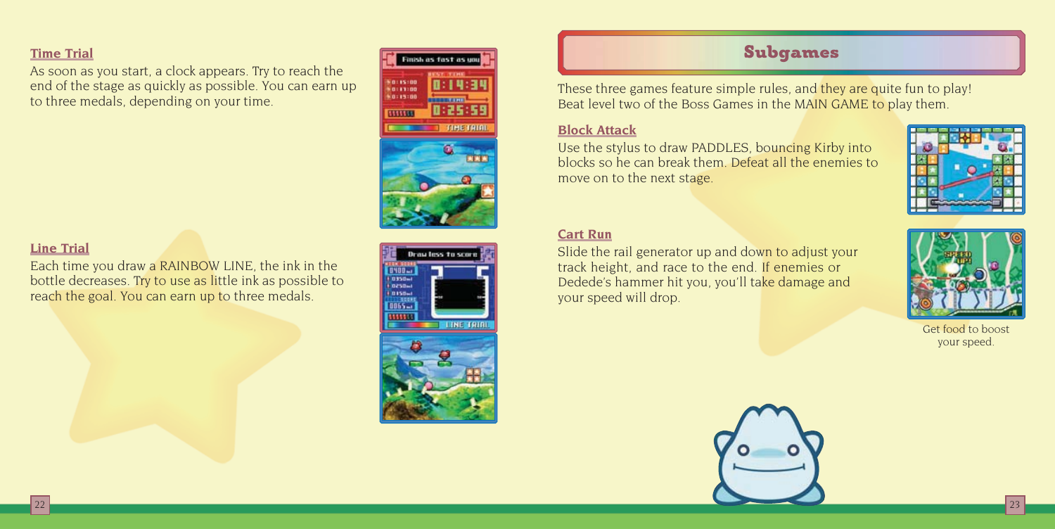### Time Trial

As soon as you start, a clock appears. Try to reach the end of the stage as quickly as possible. You can earn up to three medals, depending on your time.

### Line Trial

Each time you draw a RAINBOW LINE, the ink in the bottle decreases. Try to use as little ink as possible to reach the goal. You can earn up to three medals.

## Subgames

These three games feature simple rules, and they are quite fun to play! Beat level two of the Boss Games in the MAIN GAME to play them.

### Block Attack

Use the stylus to draw PADDLES, bouncing Kirby into blocks so he can break them. Defeat all the enemies to move on to the next stage.

### Cart Run

Slide the rail generator up and down to adjust your track height, and race to the end. If enemies or Dedede's hammer hit you, you'll take damage and your speed will drop.

Get food to boost your speed.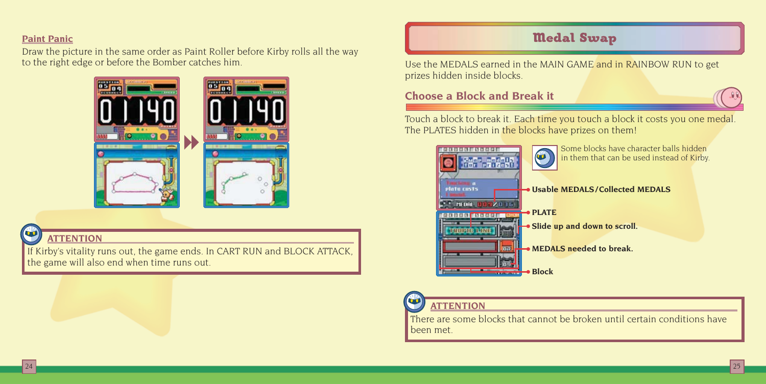### Paint Panic

Draw the picture in the same order as Paint Roller before Kirby rolls all the way to the right edge or before the Bomber catches him.

**ATTENTION**

If Kirby's vitality runs out, the game ends. In CART RUN and BLOCK ATTACK, the game will also end when time runs out.

## Medal Swap

Use the MEDALS earned in the MAIN GAME and in RAINBOW RUN to get prizes hidden inside blocks.

### Choose a Block and Break it

Touch a block to break it. Each time you touch a block it costs you one medal. The PLATES hidden in the blocks have prizes on them!

Some blocks have character balls hidden in them that can be used instead of Kirby.

- **Usable MEDALS/Collected MEDALS**
- **PLATE**
- **Slide up and down to scroll.**
- **MEDALS needed to break.**
- **Block**

**ATTENTION**

There are some blocks that cannot be broken until certain conditions have been met.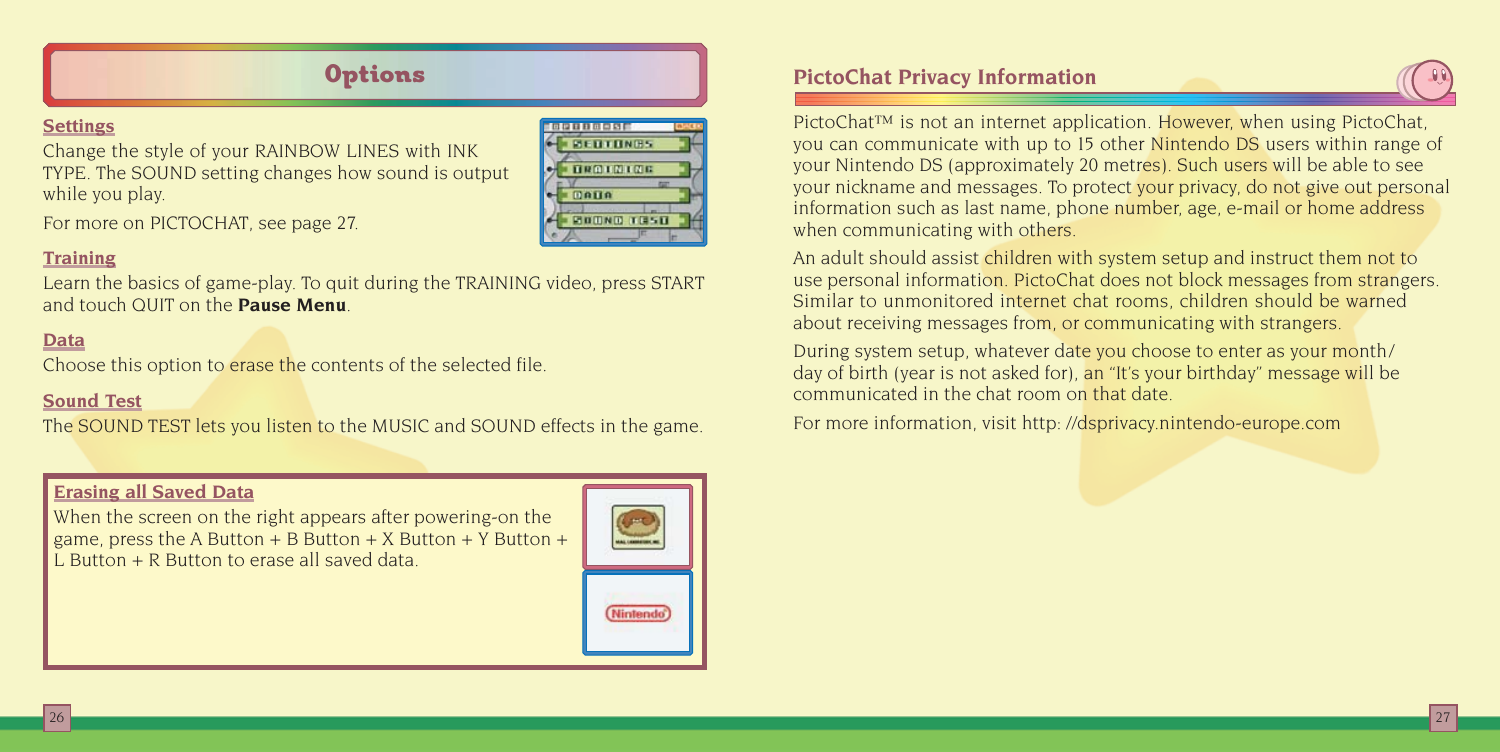# Options

### Settings

Change the style of your RAINBOW LINES with INK TYPE. The SOUND setting changes how sound is output while you play.

For more on PICTOCHAT, see page 27.

### Training

Learn the basics of game-play. To quit during the TRAINING video, press START and touch QUIT on the **Pause Menu**.

### Data

Choose this option to erase the contents of the selected file.

### Sound Test

The SOUND TEST lets you listen to the MUSIC and SOUND effects in the game.

### Erasing all Saved Data

When the screen on the right appears after powering-on the game, press the A Button + B Button + X Button + Y Button + L Button + R Button to erase all saved data.

## PictoChat Privacy Information

PictoChat™ is not an internet application. However, when using PictoChat, you can communicate with up to 15 other Nintendo DS users within range of your Nintendo DS (approximately 20 metres). Such users will be able to see your nickname and messages. To protect your privacy, do not give out personal information such as last name, phone number, age, e-mail or home address when communicating with others.

An adult should assist children with system setup and instruct them not to use personal information. PictoChat does not block messages from strangers. Similar to unmonitored internet chat rooms, children should be warned about receiving messages from, or communicating with strangers.

During system setup, whatever date you choose to enter as your month/ day of birth (year is not asked for), an "It's your birthday" message will be communicated in the chat room on that date.

For more information, visit http: //dsprivacy.nintendo-europe.com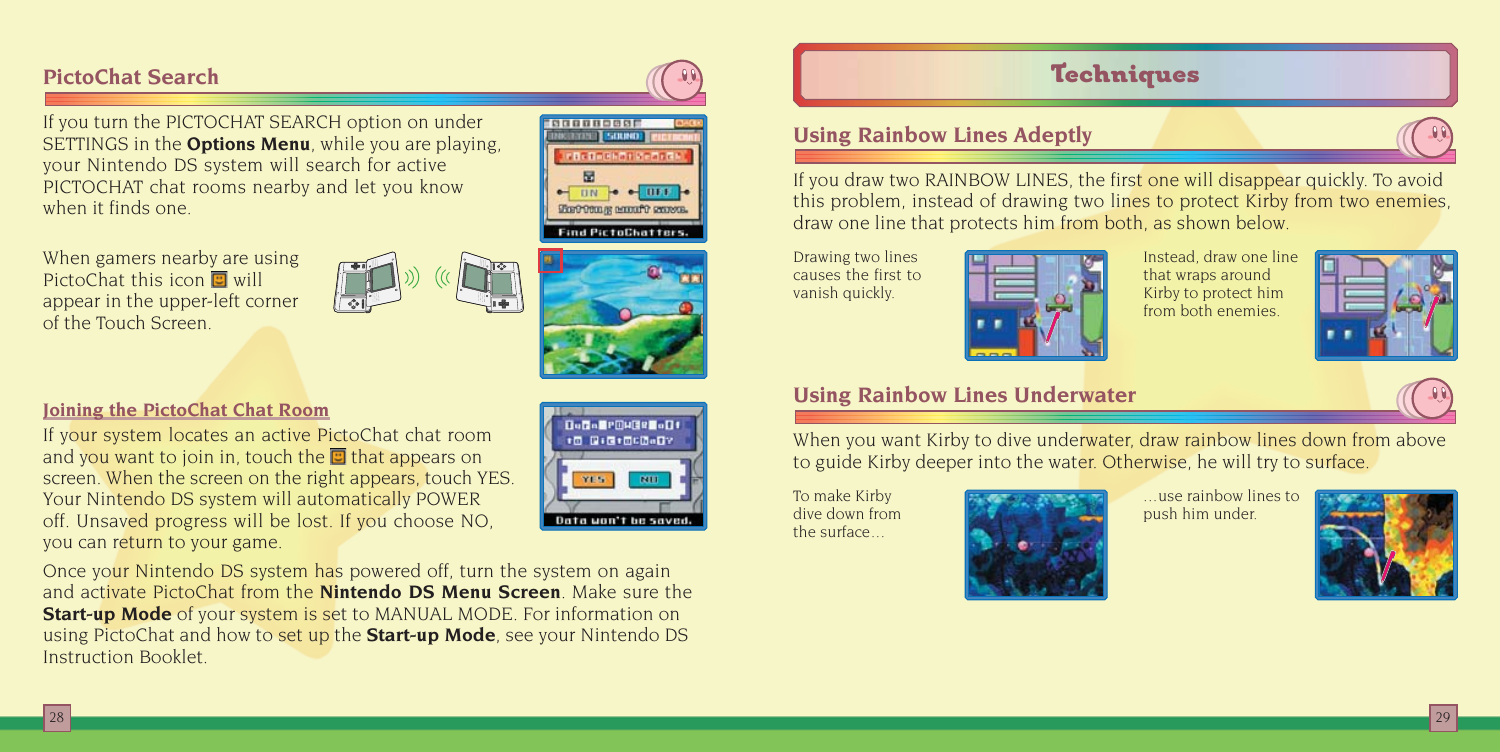## PictoChat Search

If you turn the PICTOCHAT SEARCH option on under SETTINGS in the **Options Menu**, while you are playing, your Nintendo DS system will search for active PICTOCHAT chat rooms nearby and let you know when it finds one.

When gamers nearby are using PictoChat this icon will appear in the upper-left corner of the Touch Screen.

### Joining the PictoChat Chat Room

If your system locates an active PictoChat chat room and you want to join in, touch the that appears on screen. When the screen on the right appears, touch YES. Your Nintendo DS system will automatically POWER off. Unsaved progress will be lost. If you choose NO, you can return to your game.

Once your Nintendo DS system has powered off, turn the system on again and activate PictoChat from the **Nintendo DS Menu Screen**. Make sure the **Start-up Mode** of your system is set to MANUAL MODE. For information on using PictoChat and how to set up the **Start-up Mode**, see your Nintendo DS Instruction Booklet.

# Techniques

## Using Rainbow Lines Adeptly

If you draw two RAINBOW LINES, the first one will disappear quickly. To avoid this problem, instead of drawing two lines to protect Kirby from two enemies, draw one line that protects him from both, as shown below.

Drawing two lines causes the first to vanish quickly.

Instead, draw one line that wraps around Kirby to protect him from both enemies.

## Using Rainbow Lines Underwater

When you want Kirby to dive underwater, draw rainbow lines down from above to guide Kirby deeper into the water. Otherwise, he will try to surface.

To make Kirby dive down from the surface…

…use rainbow lines to push him under.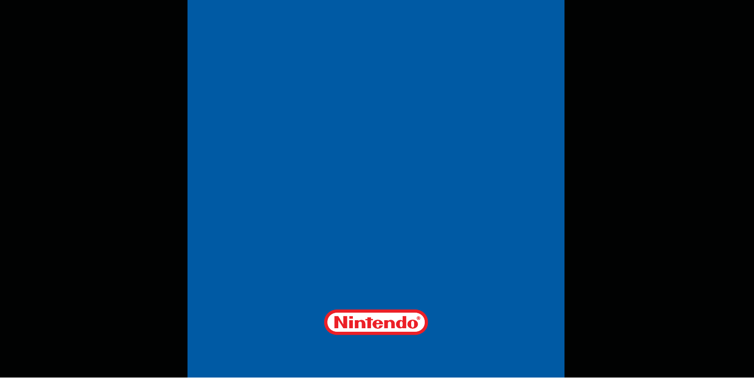Nintendo®